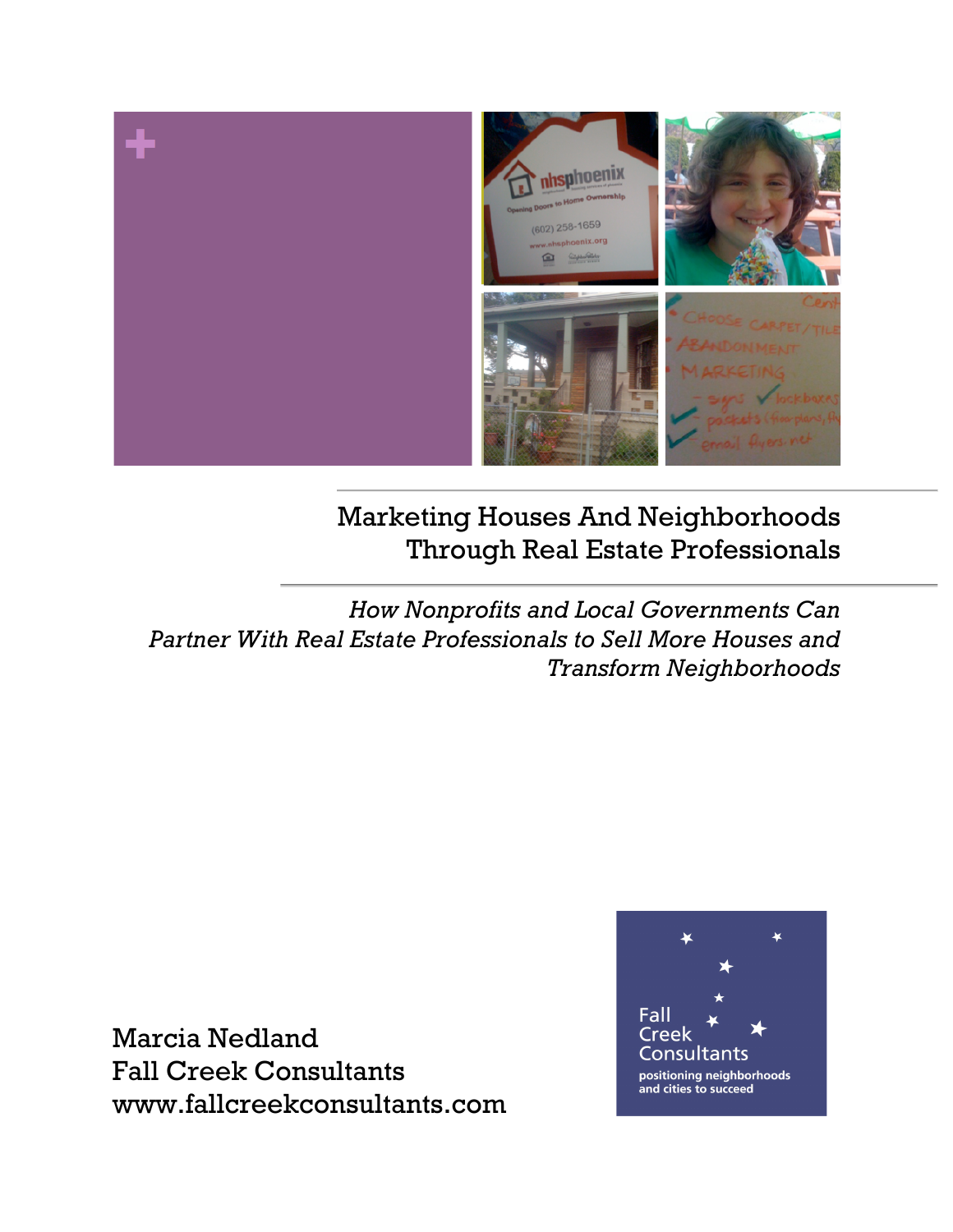# Marketing Houses And Neighborhoods Through Real Estate Professionals

## *How Nonprofits and Local Governments Can Partner With Real Estate Professionals to Sell More Houses and Transform Neighborhoods*

Marcia Nedland
Fall Creek Consultants
www.fallcreekconsultants.com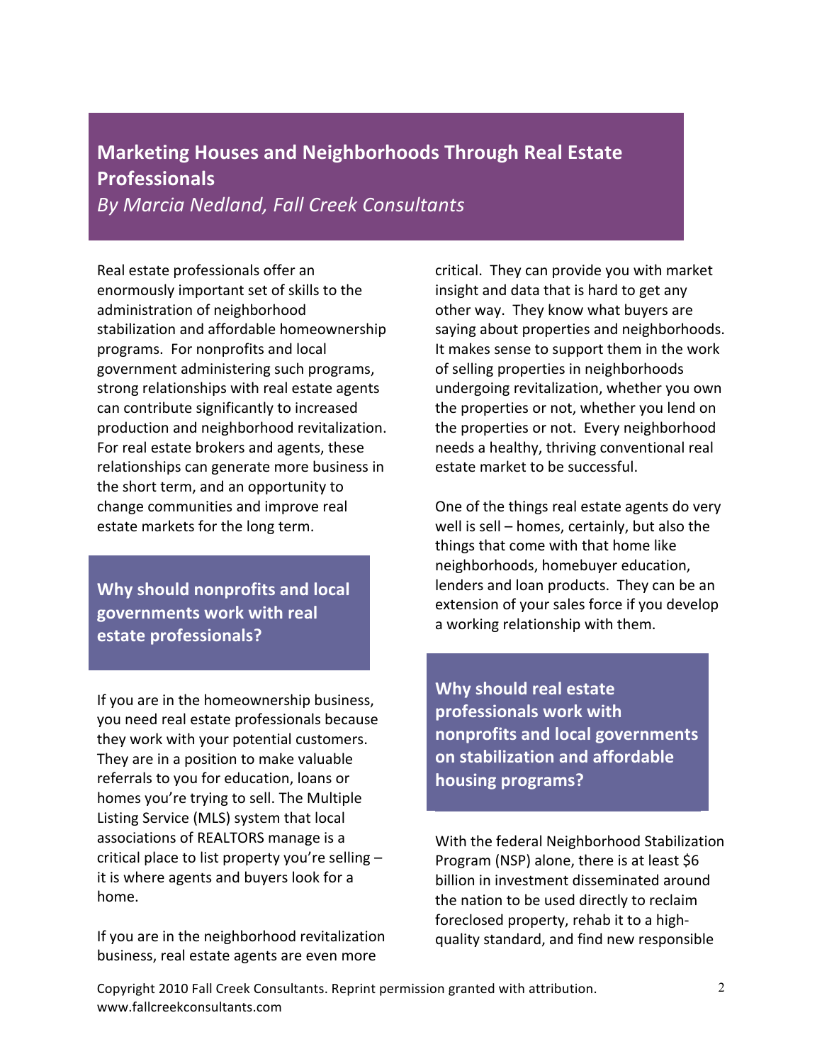# Marketing Houses and Neighborhoods Through Real Estate Professionals

*By Marcia Nedland, Fall Creek Consultants*

Real estate professionals offer an enormously important set of skills to the administration of neighborhood stabilization and affordable homeownership programs. For nonprofits and local government administering such programs, strong relationships with real estate agents can contribute significantly to increased production and neighborhood revitalization. For real estate brokers and agents, these relationships can generate more business in the short term, and an opportunity to change communities and improve real estate markets for the long term.

## Why should nonprofits and local governments work with real estate professionals?

If you are in the homeownership business, you need real estate professionals because they work with your potential customers. They are in a position to make valuable referrals to you for education, loans or homes you're trying to sell. The Multiple Listing Service (MLS) system that local associations of REALTORS manage is a critical place to list property you're selling – it is where agents and buyers look for a home.

If you are in the neighborhood revitalization business, real estate agents are even more critical. They can provide you with market insight and data that is hard to get any other way. They know what buyers are saying about properties and neighborhoods. It makes sense to support them in the work of selling properties in neighborhoods undergoing revitalization, whether you own the properties or not, whether you lend on the properties or not. Every neighborhood needs a healthy, thriving conventional real estate market to be successful.

One of the things real estate agents do very well is sell – homes, certainly, but also the things that come with that home like neighborhoods, homebuyer education, lenders and loan products. They can be an extension of your sales force if you develop a working relationship with them.

## Why should real estate professionals work with nonprofits and local governments on stabilization and affordable housing programs?

With the federal Neighborhood Stabilization Program (NSP) alone, there is at least $6 billion in investment disseminated around the nation to be used directly to reclaim foreclosed property, rehab it to a high-quality standard, and find new responsible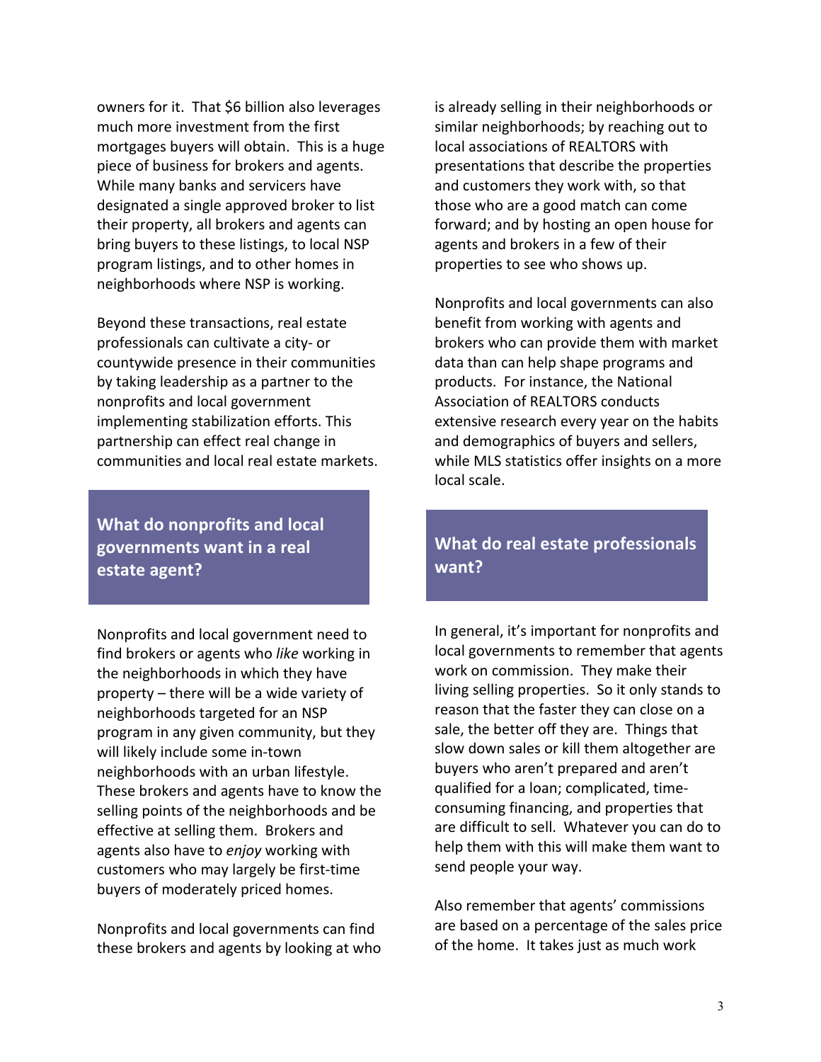owners for it. That $6 billion also leverages much more investment from the first mortgages buyers will obtain. This is a huge piece of business for brokers and agents. While many banks and servicers have designated a single approved broker to list their property, all brokers and agents can bring buyers to these listings, to local NSP program listings, and to other homes in neighborhoods where NSP is working.

Beyond these transactions, real estate professionals can cultivate a city- or countywide presence in their communities by taking leadership as a partner to the nonprofits and local government implementing stabilization efforts. This partnership can effect real change in communities and local real estate markets.

## What do nonprofits and local governments want in a real estate agent?

Nonprofits and local government need to find brokers or agents who *like* working in the neighborhoods in which they have property – there will be a wide variety of neighborhoods targeted for an NSP program in any given community, but they will likely include some in-town neighborhoods with an urban lifestyle. These brokers and agents have to know the selling points of the neighborhoods and be effective at selling them. Brokers and agents also have to *enjoy* working with customers who may largely be first-time buyers of moderately priced homes.

Nonprofits and local governments can find these brokers and agents by looking at who is already selling in their neighborhoods or similar neighborhoods; by reaching out to local associations of REALTORS with presentations that describe the properties and customers they work with, so that those who are a good match can come forward; and by hosting an open house for agents and brokers in a few of their properties to see who shows up.

Nonprofits and local governments can also benefit from working with agents and brokers who can provide them with market data than can help shape programs and products. For instance, the National Association of REALTORS conducts extensive research every year on the habits and demographics of buyers and sellers, while MLS statistics offer insights on a more local scale.

## What do real estate professionals want?

In general, it's important for nonprofits and local governments to remember that agents work on commission. They make their living selling properties. So it only stands to reason that the faster they can close on a sale, the better off they are. Things that slow down sales or kill them altogether are buyers who aren't prepared and aren't qualified for a loan; complicated, time-consuming financing, and properties that are difficult to sell. Whatever you can do to help them with this will make them want to send people your way.

Also remember that agents' commissions are based on a percentage of the sales price of the home. It takes just as much work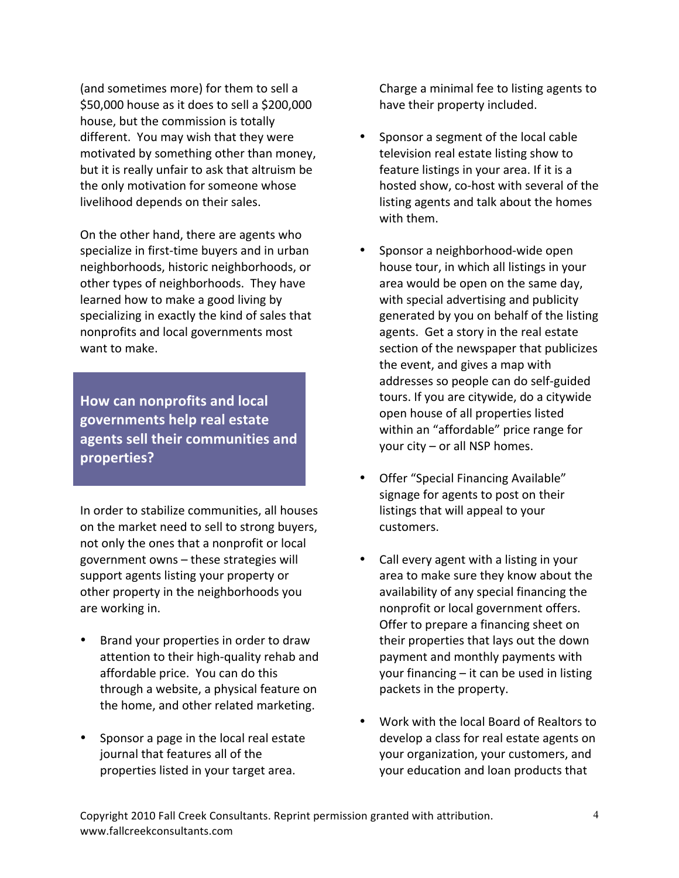(and sometimes more) for them to sell a $50,000 house as it does to sell a $200,000 house, but the commission is totally different. You may wish that they were motivated by something other than money, but it is really unfair to ask that altruism be the only motivation for someone whose livelihood depends on their sales.

On the other hand, there are agents who specialize in first-time buyers and in urban neighborhoods, historic neighborhoods, or other types of neighborhoods. They have learned how to make a good living by specializing in exactly the kind of sales that nonprofits and local governments most want to make.

## How can nonprofits and local governments help real estate agents sell their communities and properties?

In order to stabilize communities, all houses on the market need to sell to strong buyers, not only the ones that a nonprofit or local government owns – these strategies will support agents listing your property or other property in the neighborhoods you are working in.

- Brand your properties in order to draw attention to their high-quality rehab and affordable price. You can do this through a website, a physical feature on the home, and other related marketing.
- Sponsor a page in the local real estate journal that features all of the properties listed in your target area. Charge a minimal fee to listing agents to have their property included.
- Sponsor a segment of the local cable television real estate listing show to feature listings in your area. If it is a hosted show, co-host with several of the listing agents and talk about the homes with them.
- Sponsor a neighborhood-wide open house tour, in which all listings in your area would be open on the same day, with special advertising and publicity generated by you on behalf of the listing agents. Get a story in the real estate section of the newspaper that publicizes the event, and gives a map with addresses so people can do self-guided tours. If you are citywide, do a citywide open house of all properties listed within an "affordable" price range for your city – or all NSP homes.
- Offer "Special Financing Available" signage for agents to post on their listings that will appeal to your customers.
- Call every agent with a listing in your area to make sure they know about the availability of any special financing the nonprofit or local government offers. Offer to prepare a financing sheet on their properties that lays out the down payment and monthly payments with your financing – it can be used in listing packets in the property.
- Work with the local Board of Realtors to develop a class for real estate agents on your organization, your customers, and your education and loan products that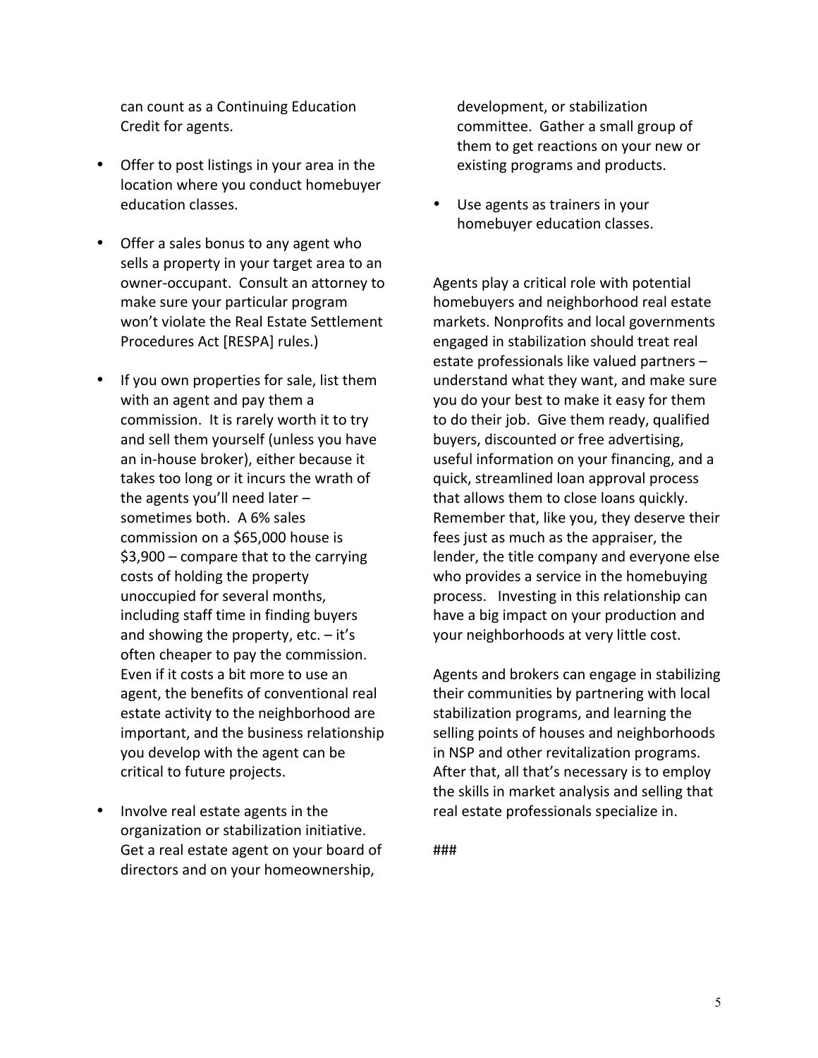can count as a Continuing Education Credit for agents.

- Offer to post listings in your area in the location where you conduct homebuyer education classes.

- Offer a sales bonus to any agent who sells a property in your target area to an owner-occupant. Consult an attorney to make sure your particular program won't violate the Real Estate Settlement Procedures Act [RESPA] rules.)

- If you own properties for sale, list them with an agent and pay them a commission. It is rarely worth it to try and sell them yourself (unless you have an in-house broker), either because it takes too long or it incurs the wrath of the agents you'll need later – sometimes both. A 6% sales commission on a $65,000 house is $3,900 – compare that to the carrying costs of holding the property unoccupied for several months, including staff time in finding buyers and showing the property, etc. – it's often cheaper to pay the commission. Even if it costs a bit more to use an agent, the benefits of conventional real estate activity to the neighborhood are important, and the business relationship you develop with the agent can be critical to future projects.

- Involve real estate agents in the organization or stabilization initiative. Get a real estate agent on your board of directors and on your homeownership, development, or stabilization committee. Gather a small group of them to get reactions on your new or existing programs and products.

- Use agents as trainers in your homebuyer education classes.

Agents play a critical role with potential homebuyers and neighborhood real estate markets. Nonprofits and local governments engaged in stabilization should treat real estate professionals like valued partners – understand what they want, and make sure you do your best to make it easy for them to do their job. Give them ready, qualified buyers, discounted or free advertising, useful information on your financing, and a quick, streamlined loan approval process that allows them to close loans quickly. Remember that, like you, they deserve their fees just as much as the appraiser, the lender, the title company and everyone else who provides a service in the homebuying process. Investing in this relationship can have a big impact on your production and your neighborhoods at very little cost.

Agents and brokers can engage in stabilizing their communities by partnering with local stabilization programs, and learning the selling points of houses and neighborhoods in NSP and other revitalization programs. After that, all that's necessary is to employ the skills in market analysis and selling that real estate professionals specialize in.

###